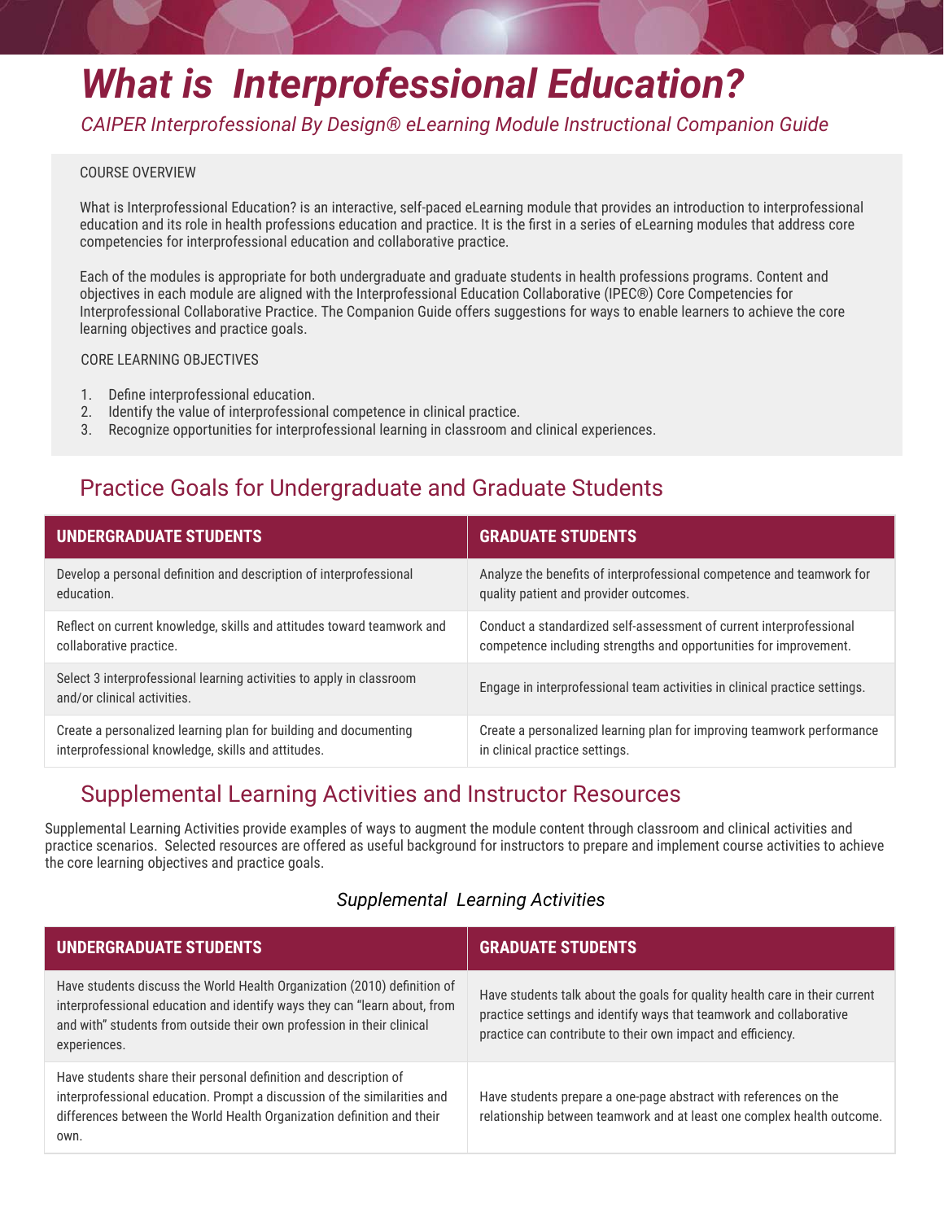# *What is Interprofessional Education?*

*CAIPER Interprofessional By Design® eLearning Module Instructional Companion Guide*

COURSE OVERVIEW

What is Interprofessional Education? is an interactive, self-paced eLearning module that provides an introduction to interprofessional education and its role in health professions education and practice. It is the first in a series of eLearning modules that address core competencies for interprofessional education and collaborative practice.

Each of the modules is appropriate for both undergraduate and graduate students in health professions programs. Content and objectives in each module are aligned with the Interprofessional Education Collaborative (IPEC®) Core Competencies for Interprofessional Collaborative Practice. The Companion Guide offers suggestions for ways to enable learners to achieve the core learning objectives and practice goals.

CORE LEARNING OBJECTIVES

1. Define interprofessional education.
2. Identify the value of interprofessional competence in clinical practice.
3. Recognize opportunities for interprofessional learning in classroom and clinical experiences.

## Practice Goals for Undergraduate and Graduate Students

| UNDERGRADUATE STUDENTS | GRADUATE STUDENTS |
|---|---|
| Develop a personal definition and description of interprofessional education. | Analyze the benefits of interprofessional competence and teamwork for quality patient and provider outcomes. |
| Reflect on current knowledge, skills and attitudes toward teamwork and collaborative practice. | Conduct a standardized self-assessment of current interprofessional competence including strengths and opportunities for improvement. |
| Select 3 interprofessional learning activities to apply in classroom and/or clinical activities. | Engage in interprofessional team activities in clinical practice settings. |
| Create a personalized learning plan for building and documenting interprofessional knowledge, skills and attitudes. | Create a personalized learning plan for improving teamwork performance in clinical practice settings. |

## Supplemental Learning Activities and Instructor Resources

Supplemental Learning Activities provide examples of ways to augment the module content through classroom and clinical activities and practice scenarios. Selected resources are offered as useful background for instructors to prepare and implement course activities to achieve the core learning objectives and practice goals.

*Supplemental Learning Activities*

| UNDERGRADUATE STUDENTS | GRADUATE STUDENTS |
|---|---|
| Have students discuss the World Health Organization (2010) definition of interprofessional education and identify ways they can "learn about, from and with" students from outside their own profession in their clinical experiences. | Have students talk about the goals for quality health care in their current practice settings and identify ways that teamwork and collaborative practice can contribute to their own impact and efficiency. |
| Have students share their personal definition and description of interprofessional education. Prompt a discussion of the similarities and differences between the World Health Organization definition and their own. | Have students prepare a one-page abstract with references on the relationship between teamwork and at least one complex health outcome. |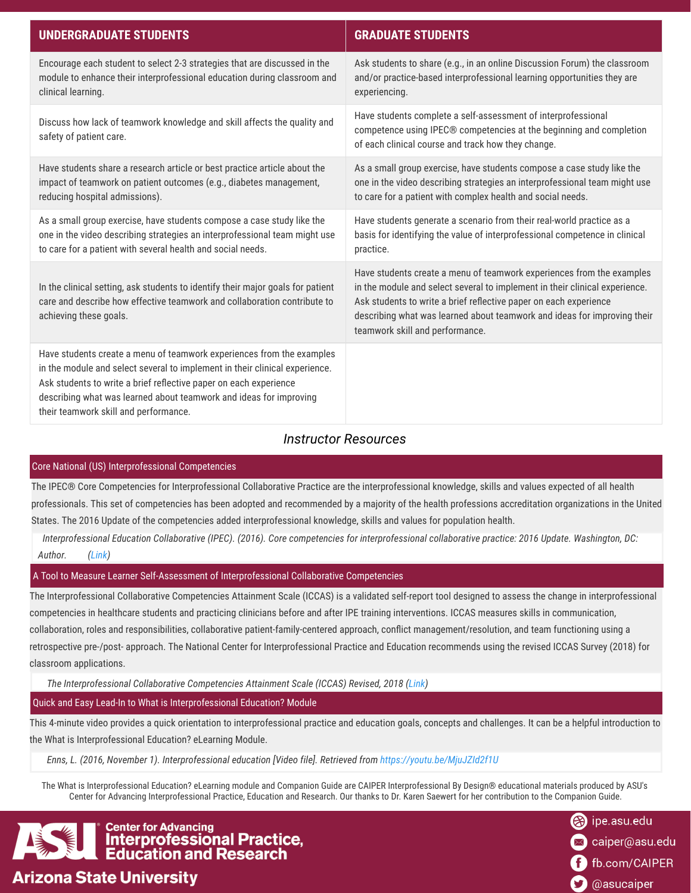| UNDERGRADUATE STUDENTS | GRADUATE STUDENTS |
|---|---|
| Encourage each student to select 2-3 strategies that are discussed in the module to enhance their interprofessional education during classroom and clinical learning. | Ask students to share (e.g., in an online Discussion Forum) the classroom and/or practice-based interprofessional learning opportunities they are experiencing. |
| Discuss how lack of teamwork knowledge and skill affects the quality and safety of patient care. | Have students complete a self-assessment of interprofessional competence using IPEC® competencies at the beginning and completion of each clinical course and track how they change. |
| Have students share a research article or best practice article about the impact of teamwork on patient outcomes (e.g., diabetes management, reducing hospital admissions). | As a small group exercise, have students compose a case study like the one in the video describing strategies an interprofessional team might use to care for a patient with complex health and social needs. |
| As a small group exercise, have students compose a case study like the one in the video describing strategies an interprofessional team might use to care for a patient with several health and social needs. | Have students generate a scenario from their real-world practice as a basis for identifying the value of interprofessional competence in clinical practice. |
| In the clinical setting, ask students to identify their major goals for patient care and describe how effective teamwork and collaboration contribute to achieving these goals. | Have students create a menu of teamwork experiences from the examples in the module and select several to implement in their clinical experience. Ask students to write a brief reflective paper on each experience describing what was learned about teamwork and ideas for improving their teamwork skill and performance. |
| Have students create a menu of teamwork experiences from the examples in the module and select several to implement in their clinical experience. Ask students to write a brief reflective paper on each experience describing what was learned about teamwork and ideas for improving their teamwork skill and performance. | |

## *Instructor Resources*

### Core National (US) Interprofessional Competencies

The IPEC® Core Competencies for Interprofessional Collaborative Practice are the interprofessional knowledge, skills and values expected of all health professionals. This set of competencies has been adopted and recommended by a majority of the health professions accreditation organizations in the United States. The 2016 Update of the competencies added interprofessional knowledge, skills and values for population health.

*Interprofessional Education Collaborative (IPEC). (2016). Core competencies for interprofessional collaborative practice: 2016 Update. Washington, DC: Author. (Link)*

### A Tool to Measure Learner Self-Assessment of Interprofessional Collaborative Competencies

The Interprofessional Collaborative Competencies Attainment Scale (ICCAS) is a validated self-report tool designed to assess the change in interprofessional competencies in healthcare students and practicing clinicians before and after IPE training interventions. ICCAS measures skills in communication, collaboration, roles and responsibilities, collaborative patient-family-centered approach, conflict management/resolution, and team functioning using a retrospective pre-/post- approach. The National Center for Interprofessional Practice and Education recommends using the revised ICCAS Survey (2018) for classroom applications.

*The Interprofessional Collaborative Competencies Attainment Scale (ICCAS) Revised, 2018 (Link)*

### Quick and Easy Lead-In to What is Interprofessional Education? Module

This 4-minute video provides a quick orientation to interprofessional practice and education goals, concepts and challenges. It can be a helpful introduction to the What is Interprofessional Education? eLearning Module.

*Enns, L. (2016, November 1). Interprofessional education [Video file]. Retrieved from https://youtu.be/MjuJZId2f1U*

The What is Interprofessional Education? eLearning module and Companion Guide are CAIPER Interprofessional By Design® educational materials produced by ASU's Center for Advancing Interprofessional Practice, Education and Research. Our thanks to Dr. Karen Saewert for her contribution to the Companion Guide.

Center for Advancing Interprofessional Practice, Education and Research
Arizona State University

ipe.asu.edu
caiper@asu.edu
fb.com/CAIPER
@asucaiper